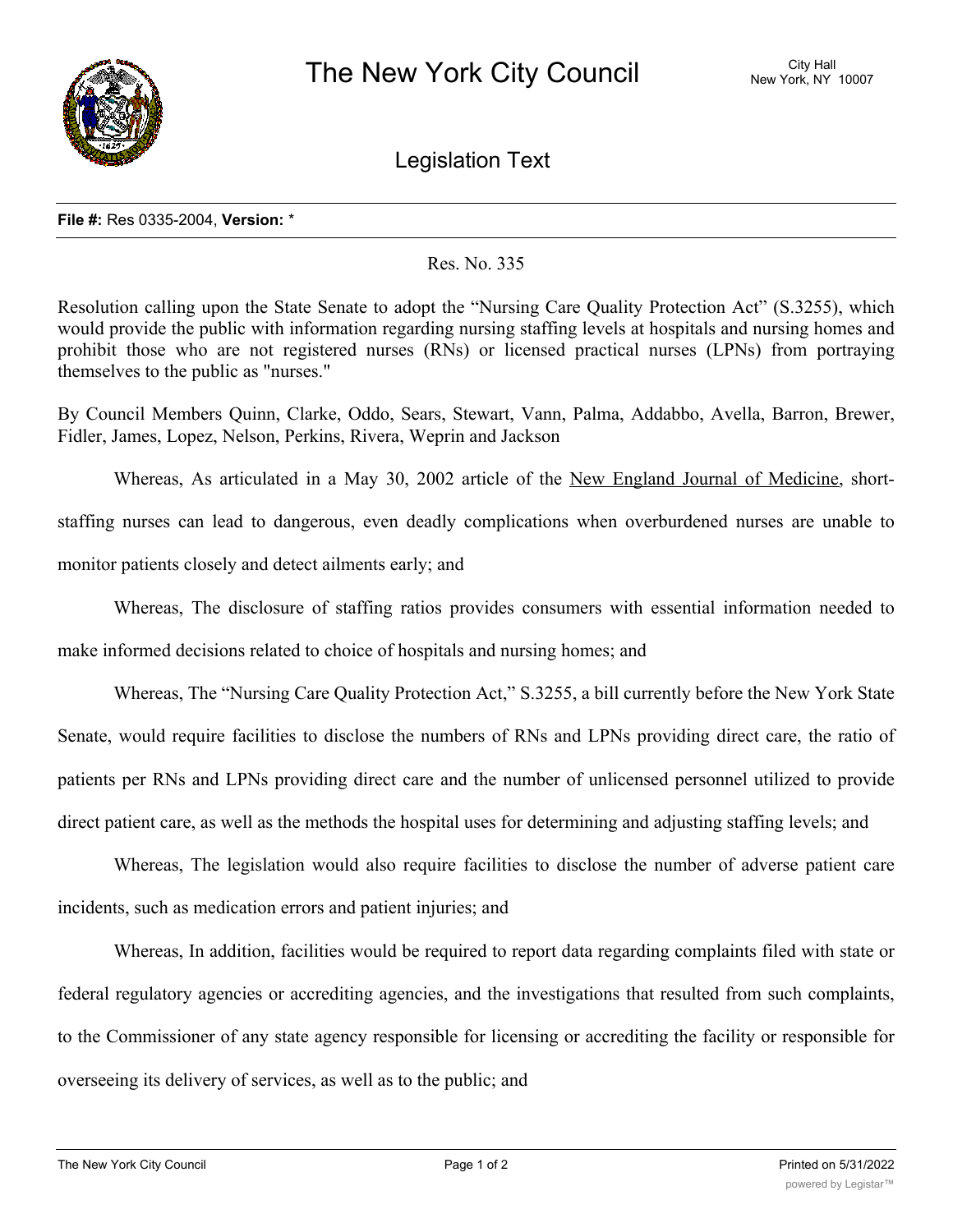# The New York City Council

City Hall
New York, NY 10007

## Legislation Text

**File #:** Res 0335-2004, **Version:** *

Res. No. 335

Resolution calling upon the State Senate to adopt the "Nursing Care Quality Protection Act" (S.3255), which would provide the public with information regarding nursing staffing levels at hospitals and nursing homes and prohibit those who are not registered nurses (RNs) or licensed practical nurses (LPNs) from portraying themselves to the public as "nurses."

By Council Members Quinn, Clarke, Oddo, Sears, Stewart, Vann, Palma, Addabbo, Avella, Barron, Brewer, Fidler, James, Lopez, Nelson, Perkins, Rivera, Weprin and Jackson

Whereas, As articulated in a May 30, 2002 article of the New England Journal of Medicine, short-staffing nurses can lead to dangerous, even deadly complications when overburdened nurses are unable to monitor patients closely and detect ailments early; and

Whereas, The disclosure of staffing ratios provides consumers with essential information needed to make informed decisions related to choice of hospitals and nursing homes; and

Whereas, The "Nursing Care Quality Protection Act," S.3255, a bill currently before the New York State Senate, would require facilities to disclose the numbers of RNs and LPNs providing direct care, the ratio of patients per RNs and LPNs providing direct care and the number of unlicensed personnel utilized to provide direct patient care, as well as the methods the hospital uses for determining and adjusting staffing levels; and

Whereas, The legislation would also require facilities to disclose the number of adverse patient care incidents, such as medication errors and patient injuries; and

Whereas, In addition, facilities would be required to report data regarding complaints filed with state or federal regulatory agencies or accrediting agencies, and the investigations that resulted from such complaints, to the Commissioner of any state agency responsible for licensing or accrediting the facility or responsible for overseeing its delivery of services, as well as to the public; and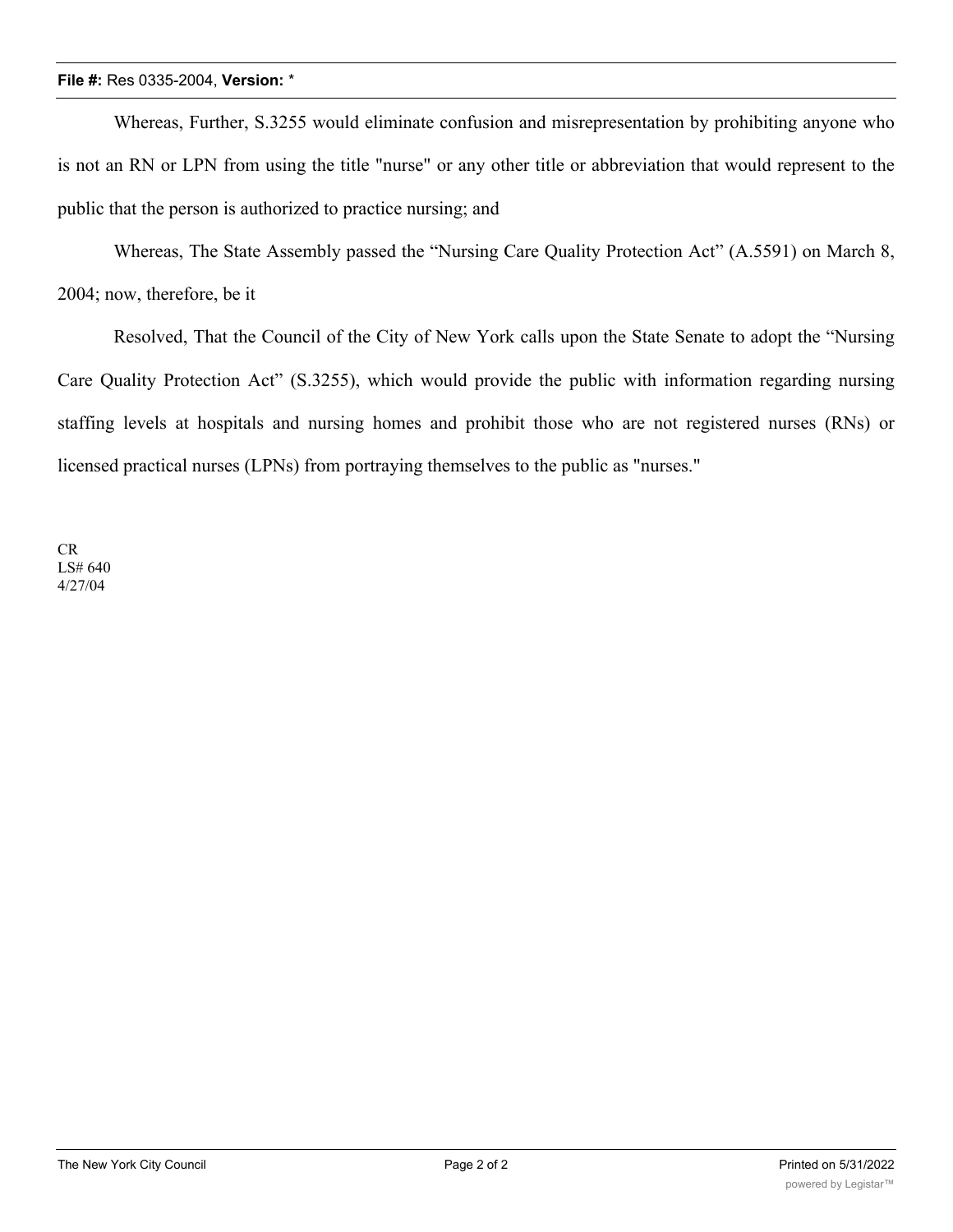Whereas, Further, S.3255 would eliminate confusion and misrepresentation by prohibiting anyone who is not an RN or LPN from using the title "nurse" or any other title or abbreviation that would represent to the public that the person is authorized to practice nursing; and

Whereas, The State Assembly passed the "Nursing Care Quality Protection Act" (A.5591) on March 8, 2004; now, therefore, be it

Resolved, That the Council of the City of New York calls upon the State Senate to adopt the "Nursing Care Quality Protection Act" (S.3255), which would provide the public with information regarding nursing staffing levels at hospitals and nursing homes and prohibit those who are not registered nurses (RNs) or licensed practical nurses (LPNs) from portraying themselves to the public as "nurses."

CR
LS# 640
4/27/04